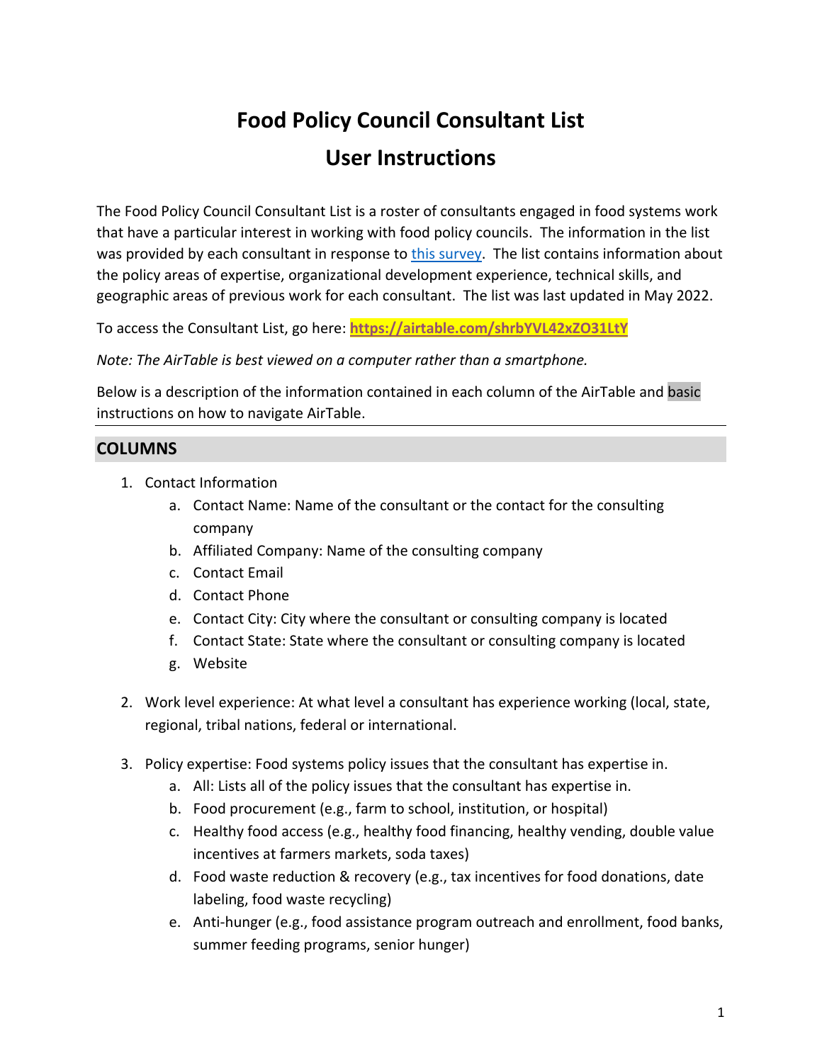# Food Policy Council Consultant List

# User Instructions

The Food Policy Council Consultant List is a roster of consultants engaged in food systems work that have a particular interest in working with food policy councils. The information in the list was provided by each consultant in response to [this survey](). The list contains information about the policy areas of expertise, organizational development experience, technical skills, and geographic areas of previous work for each consultant. The list was last updated in May 2022.

To access the Consultant List, go here: **https://airtable.com/shrbYVL42xZO31LtY**

*Note: The AirTable is best viewed on a computer rather than a smartphone.*

Below is a description of the information contained in each column of the AirTable and basic instructions on how to navigate AirTable.

## COLUMNS

1. Contact Information
    a. Contact Name: Name of the consultant or the contact for the consulting company
    b. Affiliated Company: Name of the consulting company
    c. Contact Email
    d. Contact Phone
    e. Contact City: City where the consultant or consulting company is located
    f. Contact State: State where the consultant or consulting company is located
    g. Website

2. Work level experience: At what level a consultant has experience working (local, state, regional, tribal nations, federal or international.

3. Policy expertise: Food systems policy issues that the consultant has expertise in.
    a. All: Lists all of the policy issues that the consultant has expertise in.
    b. Food procurement (e.g., farm to school, institution, or hospital)
    c. Healthy food access (e.g., healthy food financing, healthy vending, double value incentives at farmers markets, soda taxes)
    d. Food waste reduction & recovery (e.g., tax incentives for food donations, date labeling, food waste recycling)
    e. Anti-hunger (e.g., food assistance program outreach and enrollment, food banks, summer feeding programs, senior hunger)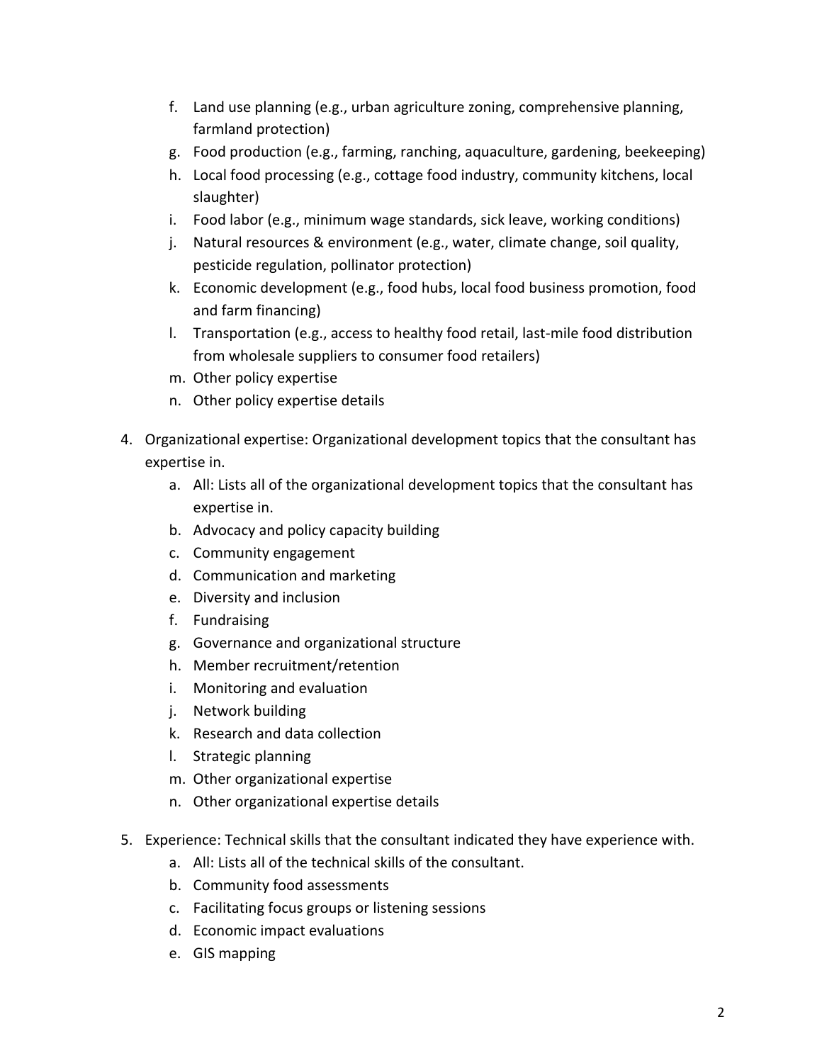f. Land use planning (e.g., urban agriculture zoning, comprehensive planning, farmland protection)
   g. Food production (e.g., farming, ranching, aquaculture, gardening, beekeeping)
   h. Local food processing (e.g., cottage food industry, community kitchens, local slaughter)
   i. Food labor (e.g., minimum wage standards, sick leave, working conditions)
   j. Natural resources & environment (e.g., water, climate change, soil quality, pesticide regulation, pollinator protection)
   k. Economic development (e.g., food hubs, local food business promotion, food and farm financing)
   l. Transportation (e.g., access to healthy food retail, last-mile food distribution from wholesale suppliers to consumer food retailers)
   m. Other policy expertise
   n. Other policy expertise details

4. Organizational expertise: Organizational development topics that the consultant has expertise in.
   a. All: Lists all of the organizational development topics that the consultant has expertise in.
   b. Advocacy and policy capacity building
   c. Community engagement
   d. Communication and marketing
   e. Diversity and inclusion
   f. Fundraising
   g. Governance and organizational structure
   h. Member recruitment/retention
   i. Monitoring and evaluation
   j. Network building
   k. Research and data collection
   l. Strategic planning
   m. Other organizational expertise
   n. Other organizational expertise details

5. Experience: Technical skills that the consultant indicated they have experience with.
   a. All: Lists all of the technical skills of the consultant.
   b. Community food assessments
   c. Facilitating focus groups or listening sessions
   d. Economic impact evaluations
   e. GIS mapping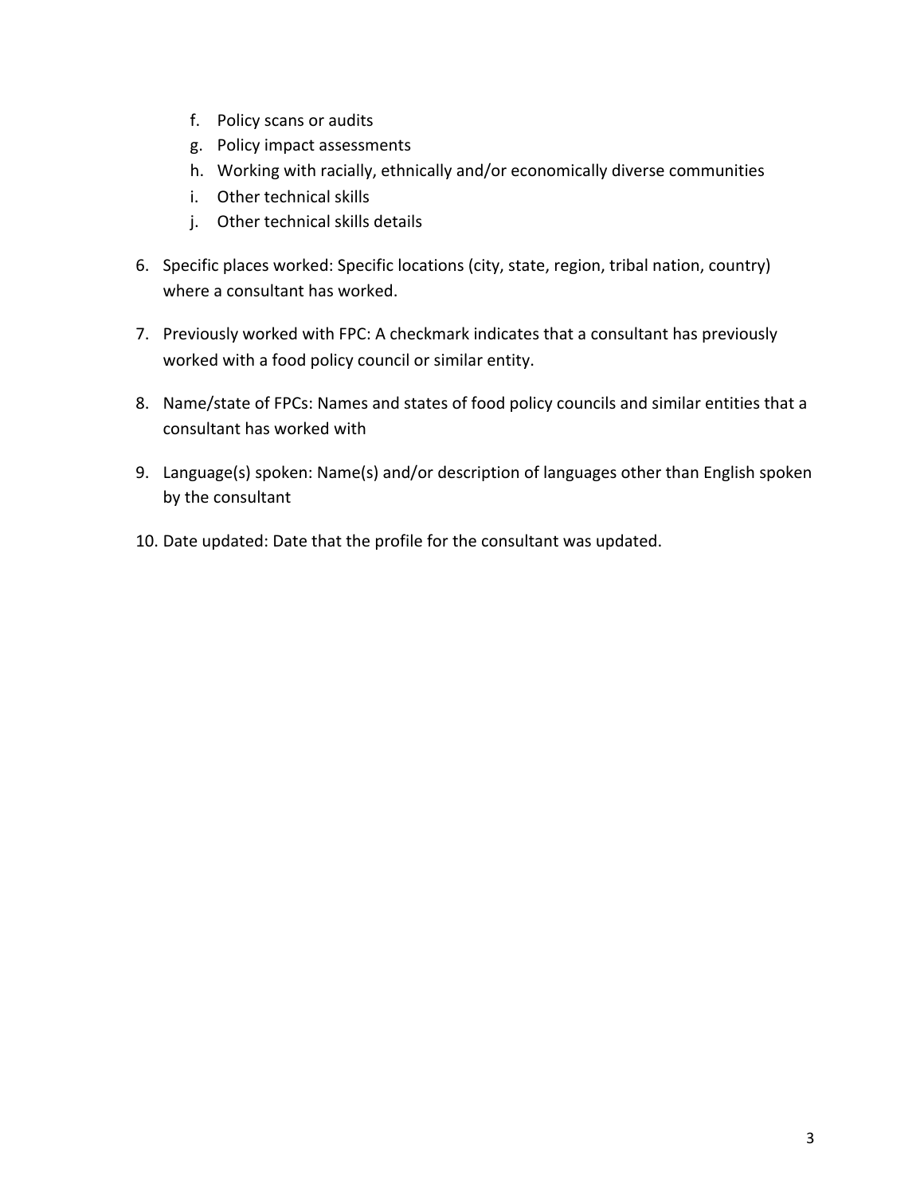f. Policy scans or audits
    g. Policy impact assessments
    h. Working with racially, ethnically and/or economically diverse communities
    i. Other technical skills
    j. Other technical skills details

6. Specific places worked: Specific locations (city, state, region, tribal nation, country) where a consultant has worked.

7. Previously worked with FPC: A checkmark indicates that a consultant has previously worked with a food policy council or similar entity.

8. Name/state of FPCs: Names and states of food policy councils and similar entities that a consultant has worked with

9. Language(s) spoken: Name(s) and/or description of languages other than English spoken by the consultant

10. Date updated: Date that the profile for the consultant was updated.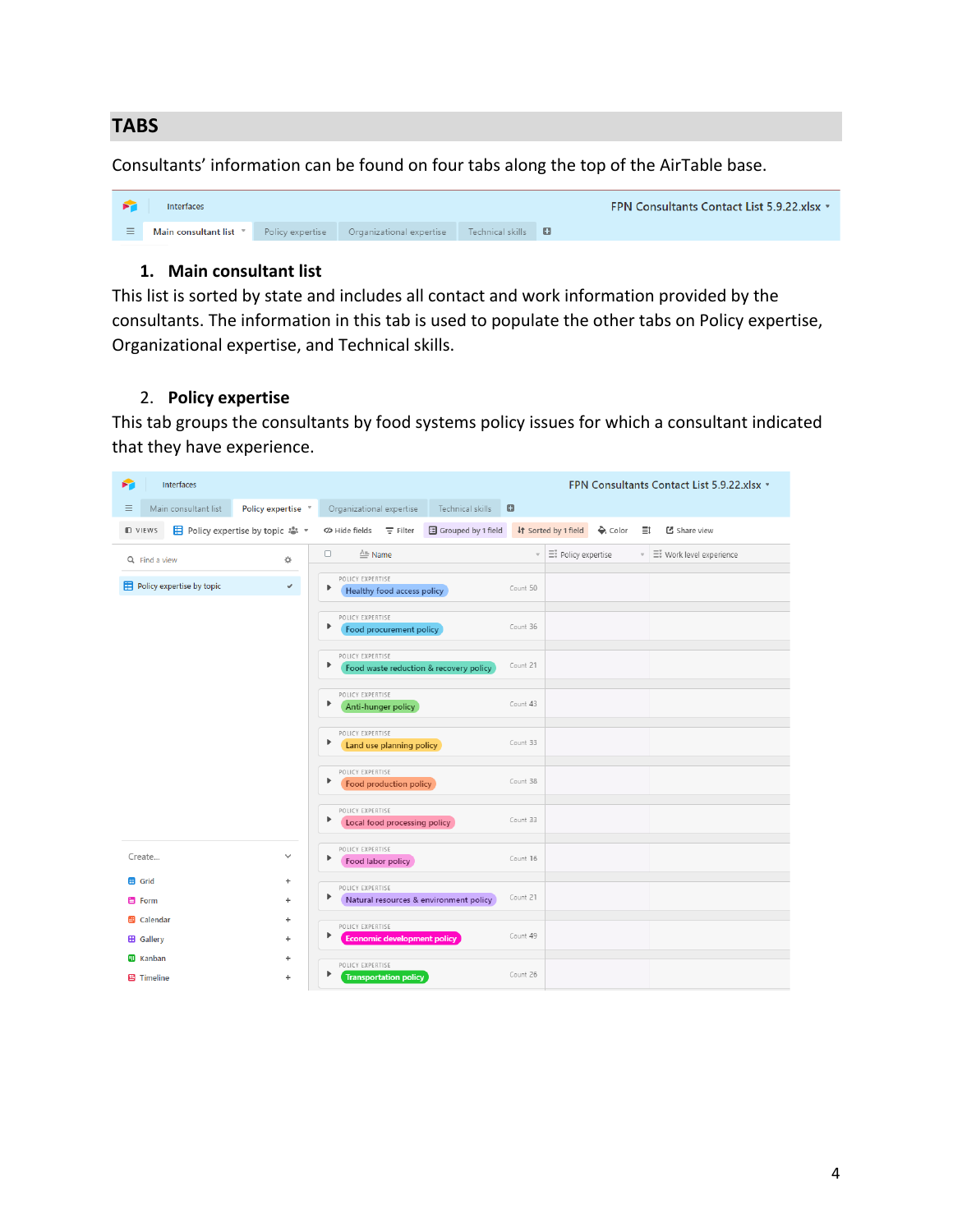## TABS

Consultants' information can be found on four tabs along the top of the AirTable base.

1. **Main consultant list**

This list is sorted by state and includes all contact and work information provided by the consultants. The information in this tab is used to populate the other tabs on Policy expertise, Organizational expertise, and Technical skills.

2. **Policy expertise**

This tab groups the consultants by food systems policy issues for which a consultant indicated that they have experience.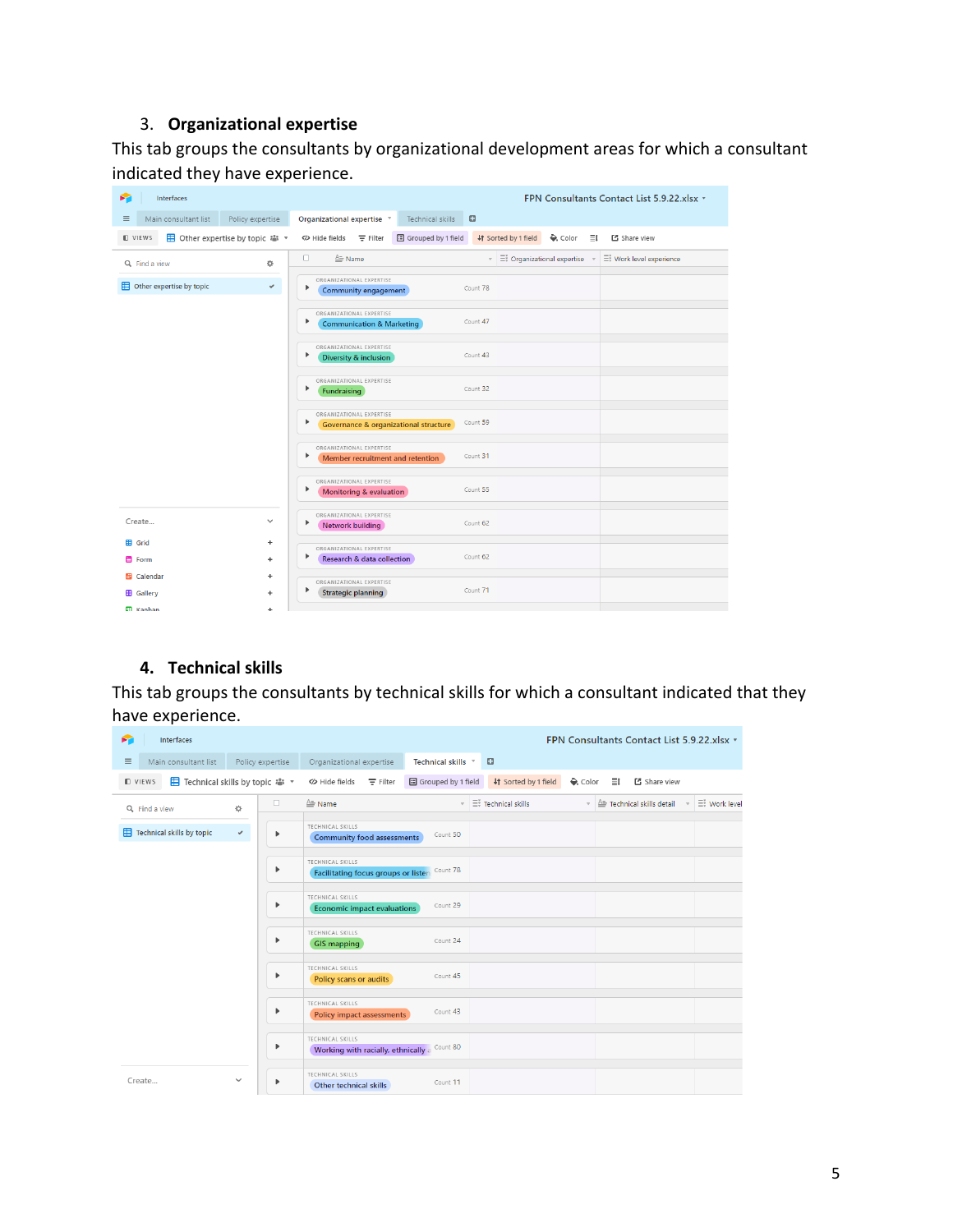### 3. Organizational expertise

This tab groups the consultants by organizational development areas for which a consultant indicated they have experience.

### 4. Technical skills

This tab groups the consultants by technical skills for which a consultant indicated that they have experience.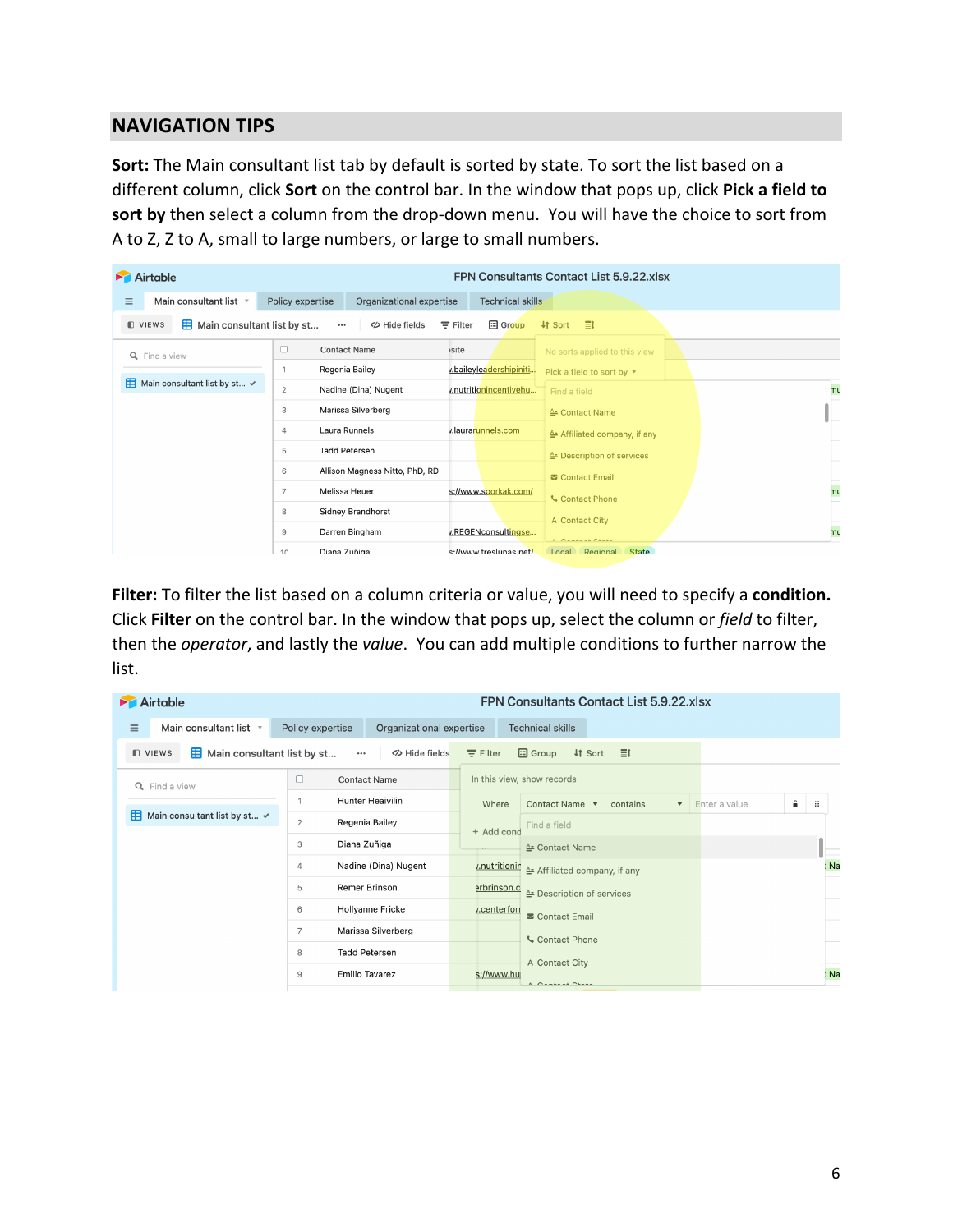## NAVIGATION TIPS

**Sort:** The Main consultant list tab by default is sorted by state. To sort the list based on a different column, click **Sort** on the control bar. In the window that pops up, click **Pick a field to sort by** then select a column from the drop-down menu. You will have the choice to sort from A to Z, Z to A, small to large numbers, or large to small numbers.

**Filter:** To filter the list based on a column criteria or value, you will need to specify a **condition.** Click **Filter** on the control bar. In the window that pops up, select the column or *field* to filter, then the *operator*, and lastly the *value*. You can add multiple conditions to further narrow the list.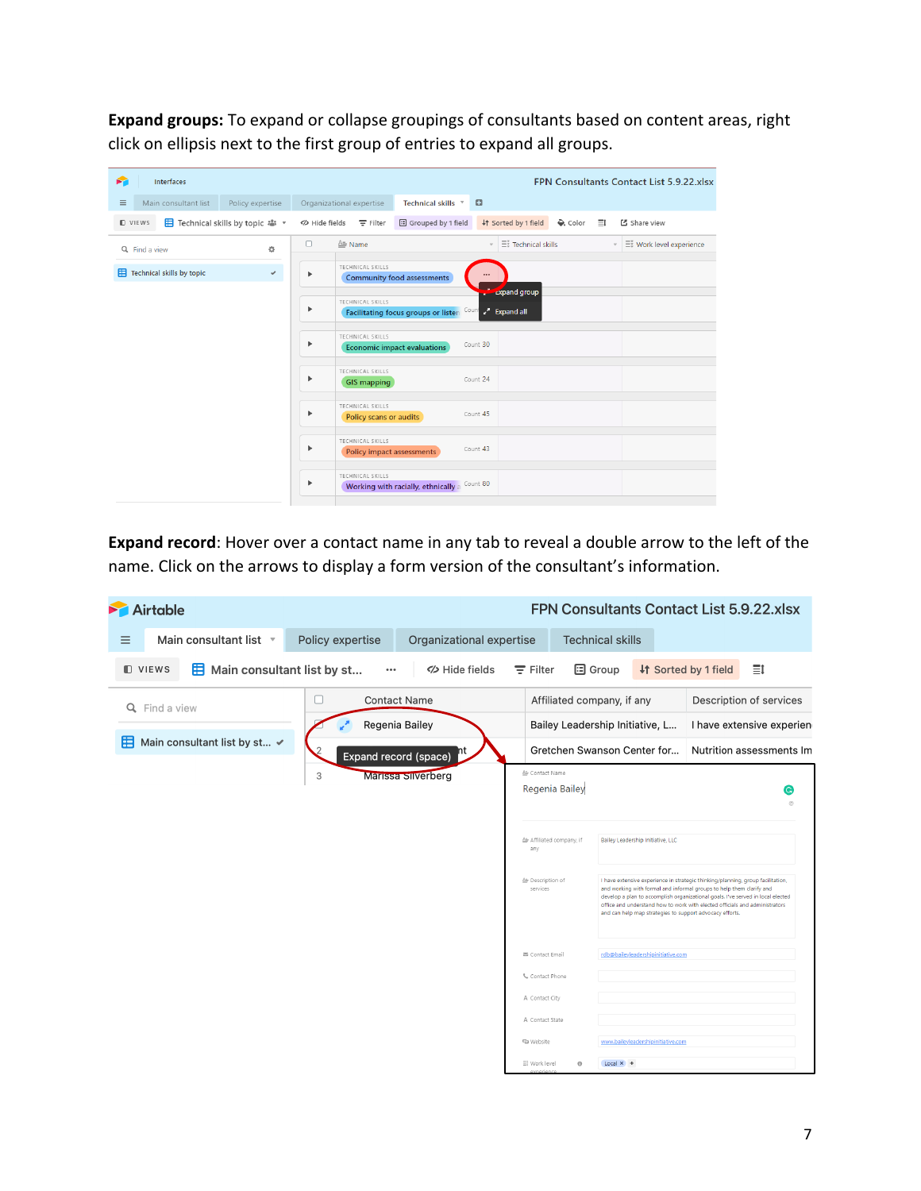**Expand groups:** To expand or collapse groupings of consultants based on content areas, right click on ellipsis next to the first group of entries to expand all groups.

**Expand record**: Hover over a contact name in any tab to reveal a double arrow to the left of the name. Click on the arrows to display a form version of the consultant's information.